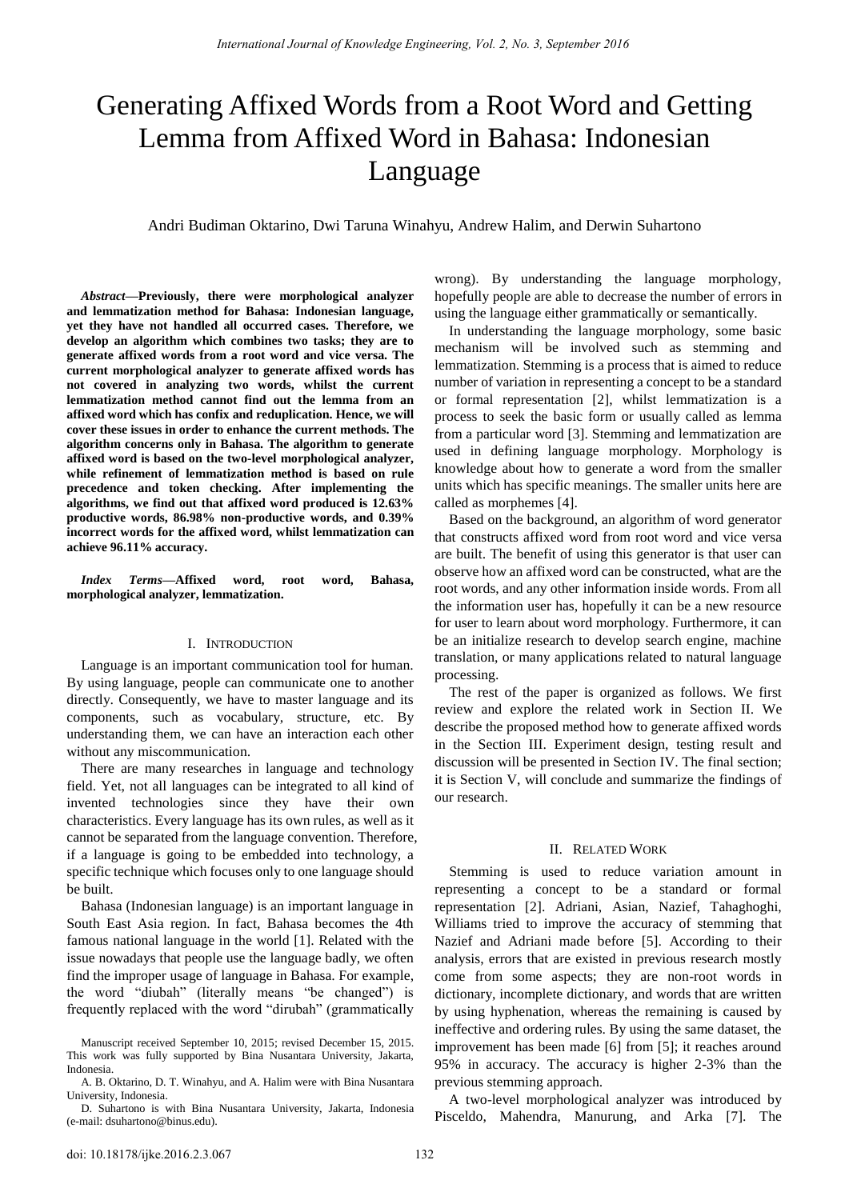# Generating Affixed Words from a Root Word and Getting Lemma from Affixed Word in Bahasa: Indonesian Language

Andri Budiman Oktarino, Dwi Taruna Winahyu, Andrew Halim, and Derwin Suhartono

***Abstract*—Previously, there were morphological analyzer and lemmatization method for Bahasa: Indonesian language, yet they have not handled all occurred cases. Therefore, we develop an algorithm which combines two tasks; they are to generate affixed words from a root word and vice versa. The current morphological analyzer to generate affixed words has not covered in analyzing two words, whilst the current lemmatization method cannot find out the lemma from an affixed word which has confix and reduplication. Hence, we will cover these issues in order to enhance the current methods. The algorithm concerns only in Bahasa. The algorithm to generate affixed word is based on the two-level morphological analyzer, while refinement of lemmatization method is based on rule precedence and token checking. After implementing the algorithms, we find out that affixed word produced is 12.63% productive words, 86.98% non-productive words, and 0.39% incorrect words for the affixed word, whilst lemmatization can achieve 96.11% accuracy.**

***Index Terms*—Affixed word, root word, Bahasa, morphological analyzer, lemmatization.**

## I. Introduction

Language is an important communication tool for human. By using language, people can communicate one to another directly. Consequently, we have to master language and its components, such as vocabulary, structure, etc. By understanding them, we can have an interaction each other without any miscommunication.

There are many researches in language and technology field. Yet, not all languages can be integrated to all kind of invented technologies since they have their own characteristics. Every language has its own rules, as well as it cannot be separated from the language convention. Therefore, if a language is going to be embedded into technology, a specific technique which focuses only to one language should be built.

Bahasa (Indonesian language) is an important language in South East Asia region. In fact, Bahasa becomes the 4th famous national language in the world [1]. Related with the issue nowadays that people use the language badly, we often find the improper usage of language in Bahasa. For example, the word "diubah" (literally means "be changed") is frequently replaced with the word "dirubah" (grammatically wrong). By understanding the language morphology, hopefully people are able to decrease the number of errors in using the language either grammatically or semantically.

In understanding the language morphology, some basic mechanism will be involved such as stemming and lemmatization. Stemming is a process that is aimed to reduce number of variation in representing a concept to be a standard or formal representation [2], whilst lemmatization is a process to seek the basic form or usually called as lemma from a particular word [3]. Stemming and lemmatization are used in defining language morphology. Morphology is knowledge about how to generate a word from the smaller units which has specific meanings. The smaller units here are called as morphemes [4].

Based on the background, an algorithm of word generator that constructs affixed word from root word and vice versa are built. The benefit of using this generator is that user can observe how an affixed word can be constructed, what are the root words, and any other information inside words. From all the information user has, hopefully it can be a new resource for user to learn about word morphology. Furthermore, it can be an initialize research to develop search engine, machine translation, or many applications related to natural language processing.

The rest of the paper is organized as follows. We first review and explore the related work in Section II. We describe the proposed method how to generate affixed words in the Section III. Experiment design, testing result and discussion will be presented in Section IV. The final section; it is Section V, will conclude and summarize the findings of our research.

## II. Related Work

Stemming is used to reduce variation amount in representing a concept to be a standard or formal representation [2]. Adriani, Asian, Nazief, Tahaghoghi, Williams tried to improve the accuracy of stemming that Nazief and Adriani made before [5]. According to their analysis, errors that are existed in previous research mostly come from some aspects; they are non-root words in dictionary, incomplete dictionary, and words that are written by using hyphenation, whereas the remaining is caused by ineffective and ordering rules. By using the same dataset, the improvement has been made [6] from [5]; it reaches around 95% in accuracy. The accuracy is higher 2-3% than the previous stemming approach.

A two-level morphological analyzer was introduced by Pisceldo, Mahendra, Manurung, and Arka [7]. The

Manuscript received September 10, 2015; revised December 15, 2015. This work was fully supported by Bina Nusantara University, Jakarta, Indonesia.

A. B. Oktarino, D. T. Winahyu, and A. Halim were with Bina Nusantara University, Indonesia.

D. Suhartono is with Bina Nusantara University, Jakarta, Indonesia (e-mail: dsuhartono@binus.edu).

doi: 10.18178/ijke.2016.2.3.067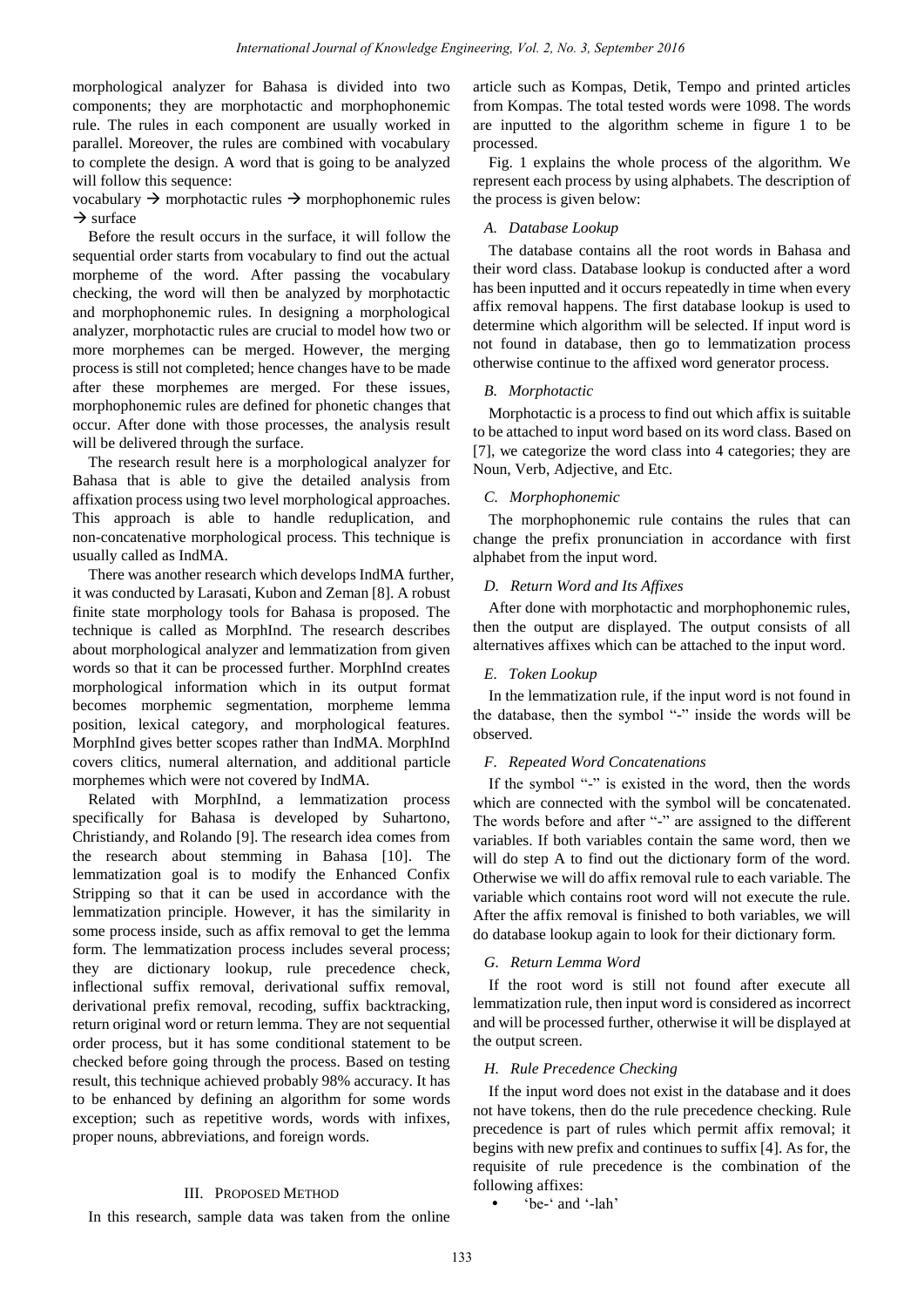morphological analyzer for Bahasa is divided into two components; they are morphotactic and morphophonemic rule. The rules in each component are usually worked in parallel. Moreover, the rules are combined with vocabulary to complete the design. A word that is going to be analyzed will follow this sequence:

vocabulary → morphotactic rules → morphophonemic rules → surface

Before the result occurs in the surface, it will follow the sequential order starts from vocabulary to find out the actual morpheme of the word. After passing the vocabulary checking, the word will then be analyzed by morphotactic and morphophonemic rules. In designing a morphological analyzer, morphotactic rules are crucial to model how two or more morphemes can be merged. However, the merging process is still not completed; hence changes have to be made after these morphemes are merged. For these issues, morphophonemic rules are defined for phonetic changes that occur. After done with those processes, the analysis result will be delivered through the surface.

The research result here is a morphological analyzer for Bahasa that is able to give the detailed analysis from affixation process using two level morphological approaches. This approach is able to handle reduplication, and non-concatenative morphological process. This technique is usually called as IndMA.

There was another research which develops IndMA further, it was conducted by Larasati, Kubon and Zeman [8]. A robust finite state morphology tools for Bahasa is proposed. The technique is called as MorphInd. The research describes about morphological analyzer and lemmatization from given words so that it can be processed further. MorphInd creates morphological information which in its output format becomes morphemic segmentation, morpheme lemma position, lexical category, and morphological features. MorphInd gives better scopes rather than IndMA. MorphInd covers clitics, numeral alternation, and additional particle morphemes which were not covered by IndMA.

Related with MorphInd, a lemmatization process specifically for Bahasa is developed by Suhartono, Christiandy, and Rolando [9]. The research idea comes from the research about stemming in Bahasa [10]. The lemmatization goal is to modify the Enhanced Confix Stripping so that it can be used in accordance with the lemmatization principle. However, it has the similarity in some process inside, such as affix removal to get the lemma form. The lemmatization process includes several process; they are dictionary lookup, rule precedence check, inflectional suffix removal, derivational suffix removal, derivational prefix removal, recoding, suffix backtracking, return original word or return lemma. They are not sequential order process, but it has some conditional statement to be checked before going through the process. Based on testing result, this technique achieved probably 98% accuracy. It has to be enhanced by defining an algorithm for some words exception; such as repetitive words, words with infixes, proper nouns, abbreviations, and foreign words.

## III. Proposed Method

In this research, sample data was taken from the online article such as Kompas, Detik, Tempo and printed articles from Kompas. The total tested words were 1098. The words are inputted to the algorithm scheme in figure 1 to be processed.

Fig. 1 explains the whole process of the algorithm. We represent each process by using alphabets. The description of the process is given below:

### *A. Database Lookup*

The database contains all the root words in Bahasa and their word class. Database lookup is conducted after a word has been inputted and it occurs repeatedly in time when every affix removal happens. The first database lookup is used to determine which algorithm will be selected. If input word is not found in database, then go to lemmatization process otherwise continue to the affixed word generator process.

### *B. Morphotactic*

Morphotactic is a process to find out which affix is suitable to be attached to input word based on its word class. Based on [7], we categorize the word class into 4 categories; they are Noun, Verb, Adjective, and Etc.

### *C. Morphophonemic*

The morphophonemic rule contains the rules that can change the prefix pronunciation in accordance with first alphabet from the input word.

### *D. Return Word and Its Affixes*

After done with morphotactic and morphophonemic rules, then the output are displayed. The output consists of all alternatives affixes which can be attached to the input word.

### *E. Token Lookup*

In the lemmatization rule, if the input word is not found in the database, then the symbol "-" inside the words will be observed.

### *F. Repeated Word Concatenations*

If the symbol "-" is existed in the word, then the words which are connected with the symbol will be concatenated. The words before and after "-" are assigned to the different variables. If both variables contain the same word, then we will do step A to find out the dictionary form of the word. Otherwise we will do affix removal rule to each variable. The variable which contains root word will not execute the rule. After the affix removal is finished to both variables, we will do database lookup again to look for their dictionary form.

### *G. Return Lemma Word*

If the root word is still not found after execute all lemmatization rule, then input word is considered as incorrect and will be processed further, otherwise it will be displayed at the output screen.

### *H. Rule Precedence Checking*

If the input word does not exist in the database and it does not have tokens, then do the rule precedence checking. Rule precedence is part of rules which permit affix removal; it begins with new prefix and continues to suffix [4]. As for, the requisite of rule precedence is the combination of the following affixes:

- 'be-' and '-lah'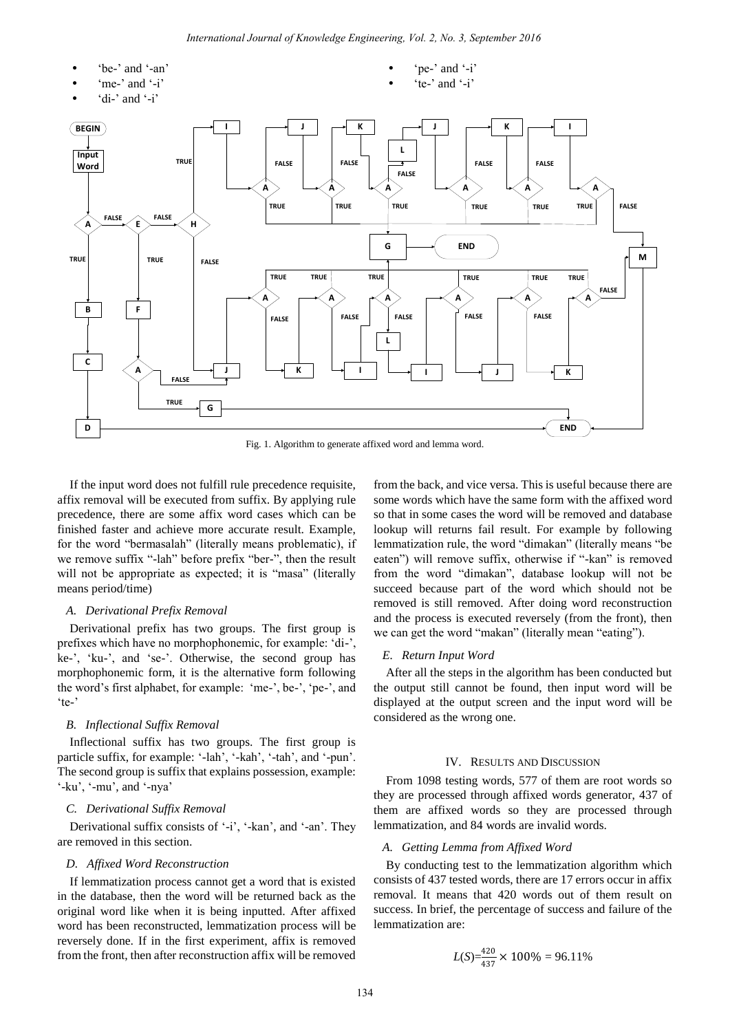- 'be-' and '-an'
- 'me-' and '-i'
- 'di-' and '-i'
- 'pe-' and '-i'
- 'te-' and '-i'

Fig. 1. Algorithm to generate affixed word and lemma word.

If the input word does not fulfill rule precedence requisite, affix removal will be executed from suffix. By applying rule precedence, there are some affix word cases which can be finished faster and achieve more accurate result. Example, for the word "bermasalah" (literally means problematic), if we remove suffix "-lah" before prefix "ber-", then the result will not be appropriate as expected; it is "masa" (literally means period/time)

### A. Derivational Prefix Removal

Derivational prefix has two groups. The first group is prefixes which have no morphophonemic, for example: 'di-', ke-', 'ku-', and 'se-'. Otherwise, the second group has morphophonemic form, it is the alternative form following the word's first alphabet, for example: 'me-', be-', 'pe-', and 'te-'

### B. Inflectional Suffix Removal

Inflectional suffix has two groups. The first group is particle suffix, for example: '-lah', '-kah', '-tah', and '-pun'. The second group is suffix that explains possession, example: '-ku', '-mu', and '-nya'

### C. Derivational Suffix Removal

Derivational suffix consists of '-i', '-kan', and '-an'. They are removed in this section.

### D. Affixed Word Reconstruction

If lemmatization process cannot get a word that is existed in the database, then the word will be returned back as the original word like when it is being inputted. After affixed word has been reconstructed, lemmatization process will be reversely done. If in the first experiment, affix is removed from the front, then after reconstruction affix will be removed from the back, and vice versa. This is useful because there are some words which have the same form with the affixed word so that in some cases the word will be removed and database lookup will returns fail result. For example by following lemmatization rule, the word "dimakan" (literally means "be eaten") will remove suffix, otherwise if "-kan" is removed from the word "dimakan", database lookup will not be succeed because part of the word which should not be removed is still removed. After doing word reconstruction and the process is executed reversely (from the front), then we can get the word "makan" (literally mean "eating").

### E. Return Input Word

After all the steps in the algorithm has been conducted but the output still cannot be found, then input word will be displayed at the output screen and the input word will be considered as the wrong one.

## IV. Results and Discussion

From 1098 testing words, 577 of them are root words so they are processed through affixed words generator, 437 of them are affixed words so they are processed through lemmatization, and 84 words are invalid words.

### A. Getting Lemma from Affixed Word

By conducting test to the lemmatization algorithm which consists of 437 tested words, there are 17 errors occur in affix removal. It means that 420 words out of them result on success. In brief, the percentage of success and failure of the lemmatization are:

$$L(S)=\frac{420}{437}\times 100\% = 96.11\%$$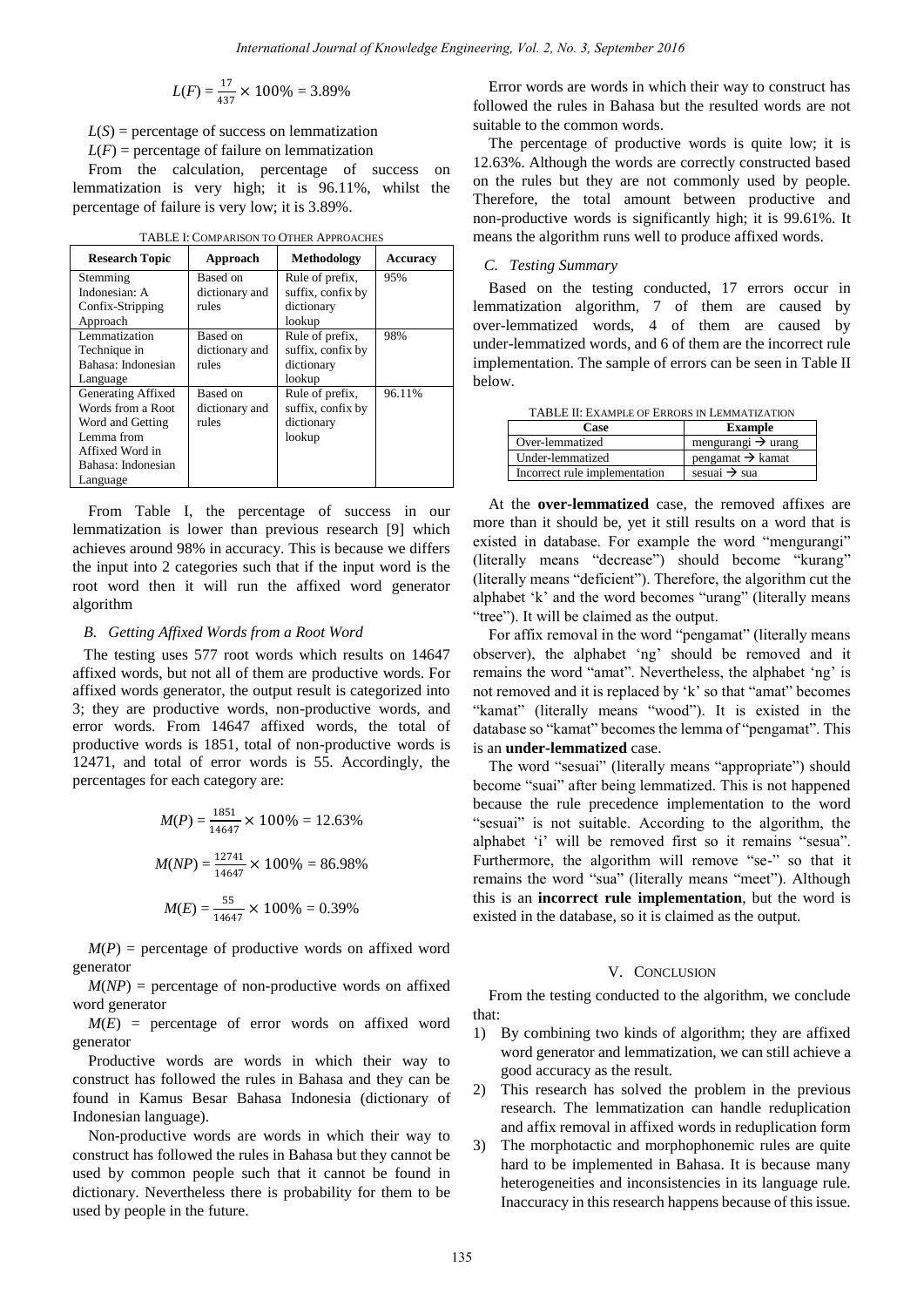$$L(F) = \frac{17}{437} \times 100\% = 3.89\%$$

$L(S)$ = percentage of success on lemmatization

$L(F)$ = percentage of failure on lemmatization

From the calculation, percentage of success on lemmatization is very high; it is 96.11%, whilst the percentage of failure is very low; it is 3.89%.

TABLE I: COMPARISON TO OTHER APPROACHES

| Research Topic | Approach | Methodology | Accuracy |
|---|---|---|---|
| Stemming Indonesian: A Confix-Stripping Approach | Based on dictionary and rules | Rule of prefix, suffix, confix by dictionary lookup | 95% |
| Lemmatization Technique in Bahasa: Indonesian Language | Based on dictionary and rules | Rule of prefix, suffix, confix by dictionary lookup | 98% |
| Generating Affixed Words from a Root Word and Getting Lemma from Affixed Word in Bahasa: Indonesian Language | Based on dictionary and rules | Rule of prefix, suffix, confix by dictionary lookup | 96.11% |

From Table I, the percentage of success in our lemmatization is lower than previous research [9] which achieves around 98% in accuracy. This is because we differs the input into 2 categories such that if the input word is the root word then it will run the affixed word generator algorithm

### *B. Getting Affixed Words from a Root Word*

The testing uses 577 root words which results on 14647 affixed words, but not all of them are productive words. For affixed words generator, the output result is categorized into 3; they are productive words, non-productive words, and error words. From 14647 affixed words, the total of productive words is 1851, total of non-productive words is 12471, and total of error words is 55. Accordingly, the percentages for each category are:

$$M(P) = \frac{1851}{14647} \times 100\% = 12.63\%$$

$$M(NP) = \frac{12741}{14647} \times 100\% = 86.98\%$$

$$M(E) = \frac{55}{14647} \times 100\% = 0.39\%$$

$M(P)$ = percentage of productive words on affixed word generator

$M(NP)$ = percentage of non-productive words on affixed word generator

$M(E)$ = percentage of error words on affixed word generator

Productive words are words in which their way to construct has followed the rules in Bahasa and they can be found in Kamus Besar Bahasa Indonesia (dictionary of Indonesian language).

Non-productive words are words in which their way to construct has followed the rules in Bahasa but they cannot be used by common people such that it cannot be found in dictionary. Nevertheless there is probability for them to be used by people in the future.

Error words are words in which their way to construct has followed the rules in Bahasa but the resulted words are not suitable to the common words.

The percentage of productive words is quite low; it is 12.63%. Although the words are correctly constructed based on the rules but they are not commonly used by people. Therefore, the total amount between productive and non-productive words is significantly high; it is 99.61%. It means the algorithm runs well to produce affixed words.

### *C. Testing Summary*

Based on the testing conducted, 17 errors occur in lemmatization algorithm, 7 of them are caused by over-lemmatized words, 4 of them are caused by under-lemmatized words, and 6 of them are the incorrect rule implementation. The sample of errors can be seen in Table II below.

TABLE II: EXAMPLE OF ERRORS IN LEMMATIZATION

| Case | Example |
|---|---|
| Over-lemmatized | mengurangi → urang |
| Under-lemmatized | pengamat → kamat |
| Incorrect rule implementation | sesuai → sua |

At the **over-lemmatized** case, the removed affixes are more than it should be, yet it still results on a word that is existed in database. For example the word "mengurangi" (literally means "decrease") should become "kurang" (literally means "deficient"). Therefore, the algorithm cut the alphabet 'k' and the word becomes "urang" (literally means "tree"). It will be claimed as the output.

For affix removal in the word "pengamat" (literally means observer), the alphabet 'ng' should be removed and it remains the word "amat". Nevertheless, the alphabet 'ng' is not removed and it is replaced by 'k' so that "amat" becomes "kamat" (literally means "wood"). It is existed in the database so "kamat" becomes the lemma of "pengamat". This is an **under-lemmatized** case.

The word "sesuai" (literally means "appropriate") should become "suai" after being lemmatized. This is not happened because the rule precedence implementation to the word "sesuai" is not suitable. According to the algorithm, the alphabet 'i' will be removed first so it remains "sesua". Furthermore, the algorithm will remove "se-" so that it remains the word "sua" (literally means "meet"). Although this is an **incorrect rule implementation**, but the word is existed in the database, so it is claimed as the output.

## V. CONCLUSION

From the testing conducted to the algorithm, we conclude that:

1) By combining two kinds of algorithm; they are affixed word generator and lemmatization, we can still achieve a good accuracy as the result.
2) This research has solved the problem in the previous research. The lemmatization can handle reduplication and affix removal in affixed words in reduplication form
3) The morphotactic and morphophonemic rules are quite hard to be implemented in Bahasa. It is because many heterogeneities and inconsistencies in its language rule. Inaccuracy in this research happens because of this issue.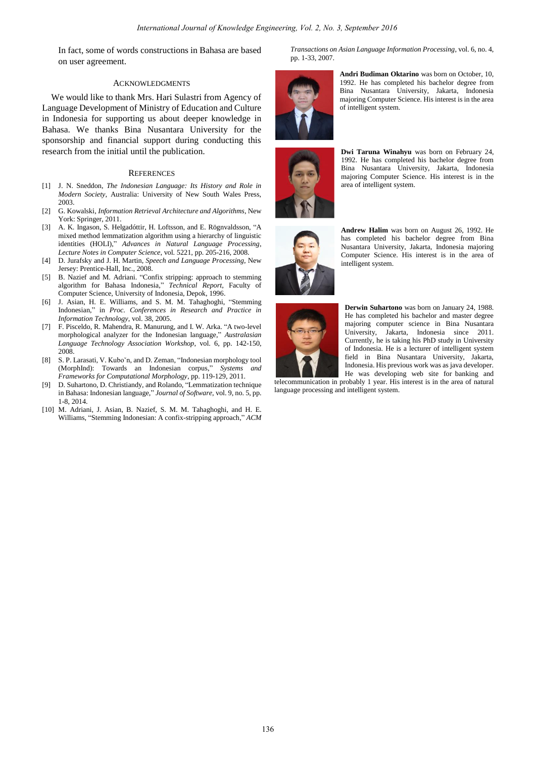In fact, some of words constructions in Bahasa are based on user agreement.

## Acknowledgments

We would like to thank Mrs. Hari Sulastri from Agency of Language Development of Ministry of Education and Culture in Indonesia for supporting us about deeper knowledge in Bahasa. We thanks Bina Nusantara University for the sponsorship and financial support during conducting this research from the initial until the publication.

## References

[1] J. N. Sneddon, *The Indonesian Language: Its History and Role in Modern Society*, Australia: University of New South Wales Press, 2003.

[2] G. Kowalski, *Information Retrieval Architecture and Algorithms*, New York: Springer, 2011.

[3] A. K. Ingason, S. Helgadóttir, H. Loftsson, and E. Rögnvaldsson, "A mixed method lemmatization algorithm using a hierarchy of linguistic identities (HOLI)," *Advances in Natural Language Processing*, *Lecture Notes in Computer Science*, vol. 5221, pp. 205-216, 2008.

[4] D. Jurafsky and J. H. Martin, *Speech and Language Processing*, New Jersey: Prentice-Hall, Inc., 2008.

[5] B. Nazief and M. Adriani. "Confix stripping: approach to stemming algorithm for Bahasa Indonesia," *Technical Report*, Faculty of Computer Science, University of Indonesia, Depok, 1996.

[6] J. Asian, H. E. Williams, and S. M. M. Tahaghoghi, "Stemming Indonesian," in *Proc. Conferences in Research and Practice in Information Technology*, vol. 38, 2005.

[7] F. Pisceldo, R. Mahendra, R. Manurung, and I. W. Arka. "A two-level morphological analyzer for the Indonesian language," *Australasian Language Technology Association Workshop*, vol. 6, pp. 142-150, 2008.

[8] S. P. Larasati, V. Kuboˇn, and D. Zeman, "Indonesian morphology tool (MorphInd): Towards an Indonesian corpus," *Systems and Frameworks for Computational Morphology*, pp. 119-129, 2011.

[9] D. Suhartono, D. Christiandy, and Rolando, "Lemmatization technique in Bahasa: Indonesian language," *Journal of Software*, vol. 9, no. 5, pp. 1-8, 2014.

[10] M. Adriani, J. Asian, B. Nazief, S. M. M. Tahaghoghi, and H. E. Williams, "Stemming Indonesian: A confix-stripping approach," *ACM Transactions on Asian Language Information Processing*, vol. 6, no. 4, pp. 1-33, 2007.

**Andri Budiman Oktarino** was born on October, 10, 1992. He has completed his bachelor degree from Bina Nusantara University, Jakarta, Indonesia majoring Computer Science. His interest is in the area of intelligent system.

**Dwi Taruna Winahyu** was born on February 24, 1992. He has completed his bachelor degree from Bina Nusantara University, Jakarta, Indonesia majoring Computer Science. His interest is in the area of intelligent system.

**Andrew Halim** was born on August 26, 1992. He has completed his bachelor degree from Bina Nusantara University, Jakarta, Indonesia majoring Computer Science. His interest is in the area of intelligent system.

**Derwin Suhartono** was born on January 24, 1988. He has completed his bachelor and master degree majoring computer science in Bina Nusantara University, Jakarta, Indonesia since 2011. Currently, he is taking his PhD study in University of Indonesia. He is a lecturer of intelligent system field in Bina Nusantara University, Jakarta, Indonesia. His previous work was as java developer. He was developing web site for banking and telecommunication in probably 1 year. His interest is in the area of natural language processing and intelligent system.